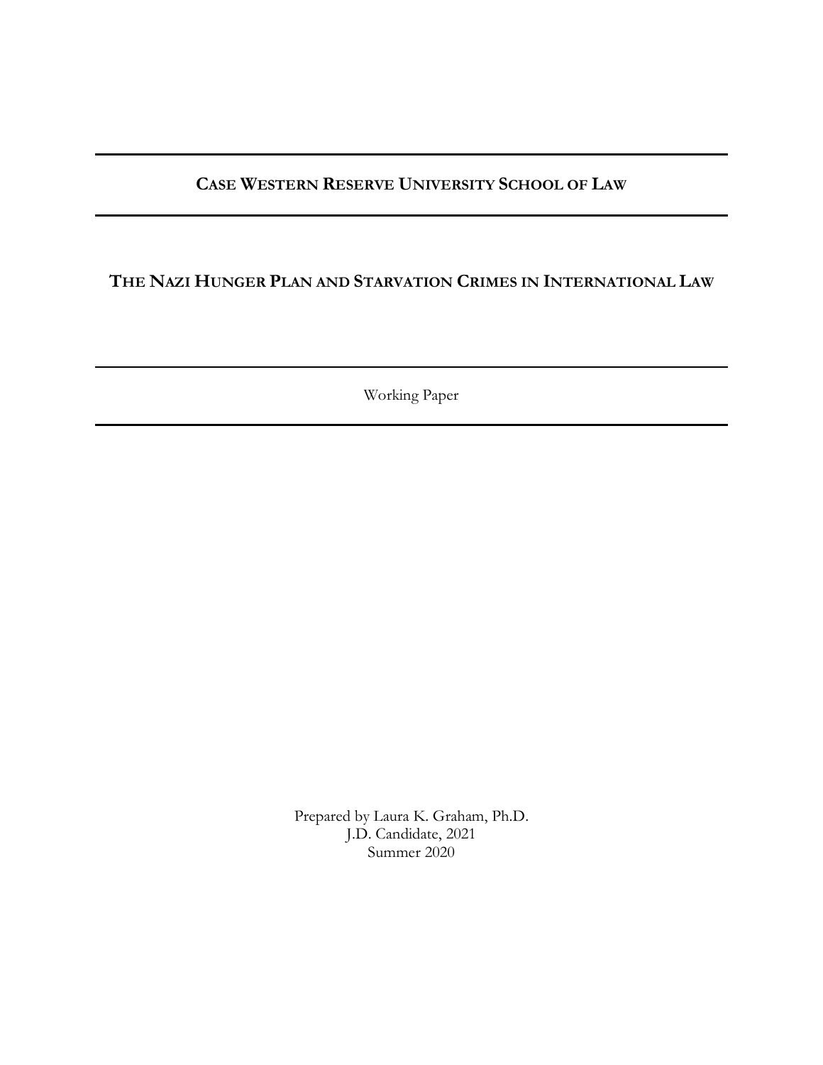**CASE WESTERN RESERVE UNIVERSITY SCHOOL OF LAW**

# THE NAZI HUNGER PLAN AND STARVATION CRIMES IN INTERNATIONAL LAW

Working Paper

Prepared by Laura K. Graham, Ph.D.
J.D. Candidate, 2021
Summer 2020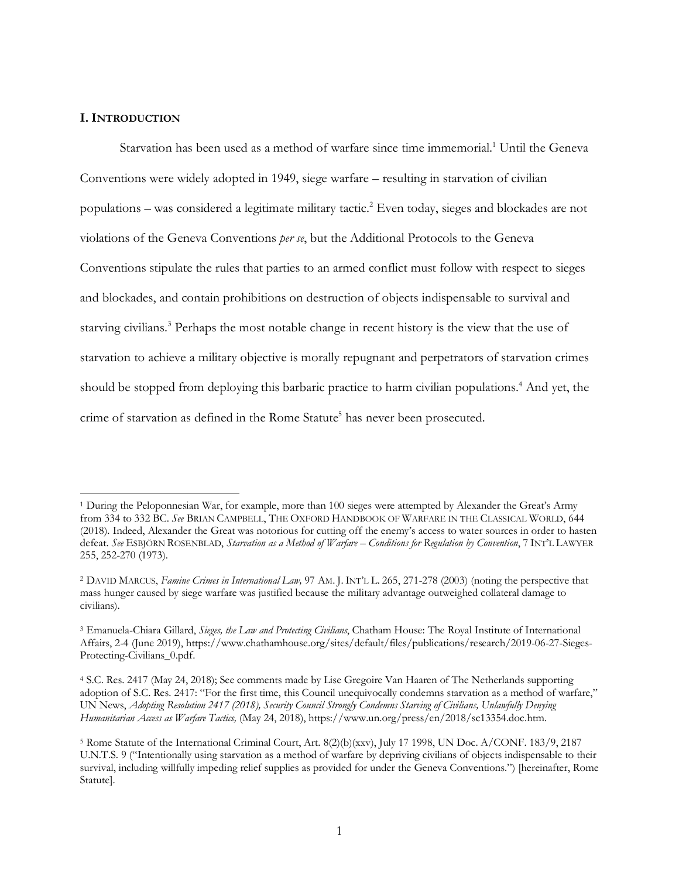## I. INTRODUCTION

Starvation has been used as a method of warfare since time immemorial.[1] Until the Geneva Conventions were widely adopted in 1949, siege warfare – resulting in starvation of civilian populations – was considered a legitimate military tactic.[2] Even today, sieges and blockades are not violations of the Geneva Conventions *per se*, but the Additional Protocols to the Geneva Conventions stipulate the rules that parties to an armed conflict must follow with respect to sieges and blockades, and contain prohibitions on destruction of objects indispensable to survival and starving civilians.[3] Perhaps the most notable change in recent history is the view that the use of starvation to achieve a military objective is morally repugnant and perpetrators of starvation crimes should be stopped from deploying this barbaric practice to harm civilian populations.[4] And yet, the crime of starvation as defined in the Rome Statute[5] has never been prosecuted.

---

[1] During the Peloponnesian War, for example, more than 100 sieges were attempted by Alexander the Great's Army from 334 to 332 BC. *See* BRIAN CAMPBELL, THE OXFORD HANDBOOK OF WARFARE IN THE CLASSICAL WORLD, 644 (2018). Indeed, Alexander the Great was notorious for cutting off the enemy's access to water sources in order to hasten defeat. *See* ESBJÖRN ROSENBLAD, *Starvation as a Method of Warfare – Conditions for Regulation by Convention*, 7 INT'L LAWYER 255, 252-270 (1973).

[2] DAVID MARCUS, *Famine Crimes in International Law,* 97 AM. J. INT'L L. 265, 271-278 (2003) (noting the perspective that mass hunger caused by siege warfare was justified because the military advantage outweighed collateral damage to civilians).

[3] Emanuela-Chiara Gillard, *Sieges, the Law and Protecting Civilians*, Chatham House: The Royal Institute of International Affairs, 2-4 (June 2019), https://www.chathamhouse.org/sites/default/files/publications/research/2019-06-27-Sieges-Protecting-Civilians_0.pdf.

[4] S.C. Res. 2417 (May 24, 2018); See comments made by Lise Gregoire Van Haaren of The Netherlands supporting adoption of S.C. Res. 2417: "For the first time, this Council unequivocally condemns starvation as a method of warfare," UN News, *Adopting Resolution 2417 (2018), Security Council Strongly Condemns Starving of Civilians, Unlawfully Denying Humanitarian Access as Warfare Tactics,* (May 24, 2018), https://www.un.org/press/en/2018/sc13354.doc.htm.

[5] Rome Statute of the International Criminal Court, Art. 8(2)(b)(xxv), July 17 1998, UN Doc. A/CONF. 183/9, 2187 U.N.T.S. 9 ("Intentionally using starvation as a method of warfare by depriving civilians of objects indispensable to their survival, including willfully impeding relief supplies as provided for under the Geneva Conventions.") [hereinafter, Rome Statute].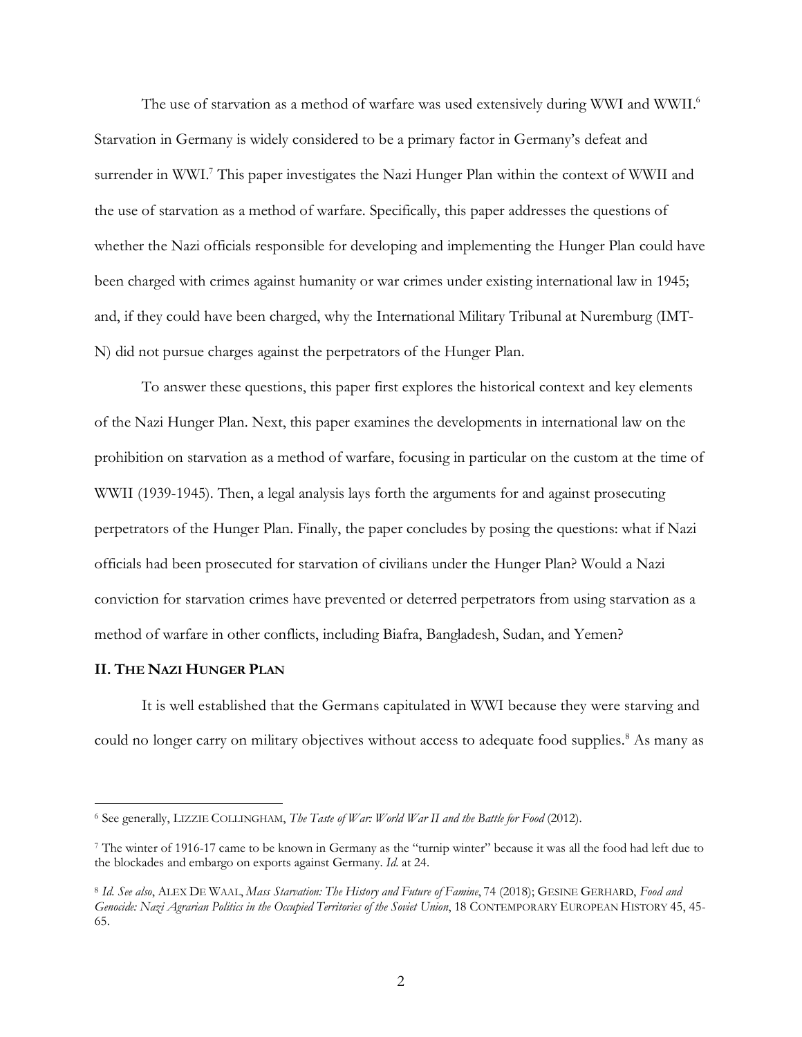The use of starvation as a method of warfare was used extensively during WWI and WWII.[6] Starvation in Germany is widely considered to be a primary factor in Germany's defeat and surrender in WWI.[7] This paper investigates the Nazi Hunger Plan within the context of WWII and the use of starvation as a method of warfare. Specifically, this paper addresses the questions of whether the Nazi officials responsible for developing and implementing the Hunger Plan could have been charged with crimes against humanity or war crimes under existing international law in 1945; and, if they could have been charged, why the International Military Tribunal at Nuremburg (IMT-N) did not pursue charges against the perpetrators of the Hunger Plan.

To answer these questions, this paper first explores the historical context and key elements of the Nazi Hunger Plan. Next, this paper examines the developments in international law on the prohibition on starvation as a method of warfare, focusing in particular on the custom at the time of WWII (1939-1945). Then, a legal analysis lays forth the arguments for and against prosecuting perpetrators of the Hunger Plan. Finally, the paper concludes by posing the questions: what if Nazi officials had been prosecuted for starvation of civilians under the Hunger Plan? Would a Nazi conviction for starvation crimes have prevented or deterred perpetrators from using starvation as a method of warfare in other conflicts, including Biafra, Bangladesh, Sudan, and Yemen?

## II. The Nazi Hunger Plan

It is well established that the Germans capitulated in WWI because they were starving and could no longer carry on military objectives without access to adequate food supplies.[8] As many as

---

[6] See generally, LIZZIE COLLINGHAM, *The Taste of War: World War II and the Battle for Food* (2012).

[7] The winter of 1916-17 came to be known in Germany as the "turnip winter" because it was all the food had left due to the blockades and embargo on exports against Germany. *Id.* at 24.

[8] *Id. See also*, ALEX DE WAAL, *Mass Starvation: The History and Future of Famine*, 74 (2018); GESINE GERHARD, *Food and Genocide: Nazi Agrarian Politics in the Occupied Territories of the Soviet Union*, 18 CONTEMPORARY EUROPEAN HISTORY 45, 45-65.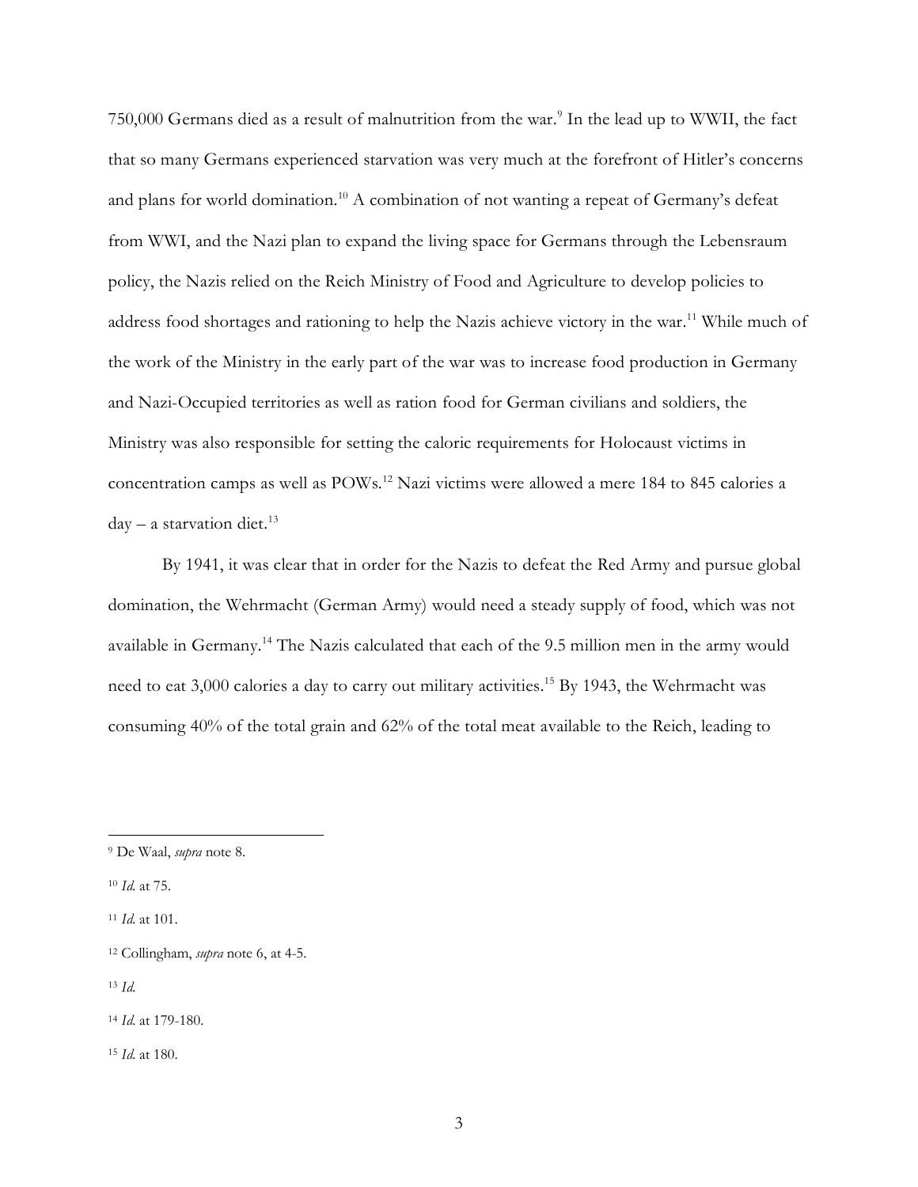750,000 Germans died as a result of malnutrition from the war.[9] In the lead up to WWII, the fact that so many Germans experienced starvation was very much at the forefront of Hitler's concerns and plans for world domination.[10] A combination of not wanting a repeat of Germany's defeat from WWI, and the Nazi plan to expand the living space for Germans through the Lebensraum policy, the Nazis relied on the Reich Ministry of Food and Agriculture to develop policies to address food shortages and rationing to help the Nazis achieve victory in the war.[11] While much of the work of the Ministry in the early part of the war was to increase food production in Germany and Nazi-Occupied territories as well as ration food for German civilians and soldiers, the Ministry was also responsible for setting the caloric requirements for Holocaust victims in concentration camps as well as POWs.[12] Nazi victims were allowed a mere 184 to 845 calories a day – a starvation diet.[13]

By 1941, it was clear that in order for the Nazis to defeat the Red Army and pursue global domination, the Wehrmacht (German Army) would need a steady supply of food, which was not available in Germany.[14] The Nazis calculated that each of the 9.5 million men in the army would need to eat 3,000 calories a day to carry out military activities.[15] By 1943, the Wehrmacht was consuming 40% of the total grain and 62% of the total meat available to the Reich, leading to

---

[9] De Waal, *supra* note 8.

[10] *Id.* at 75.

[11] *Id.* at 101.

[12] Collingham, *supra* note 6, at 4-5.

[13] *Id.*

[14] *Id.* at 179-180.

[15] *Id.* at 180.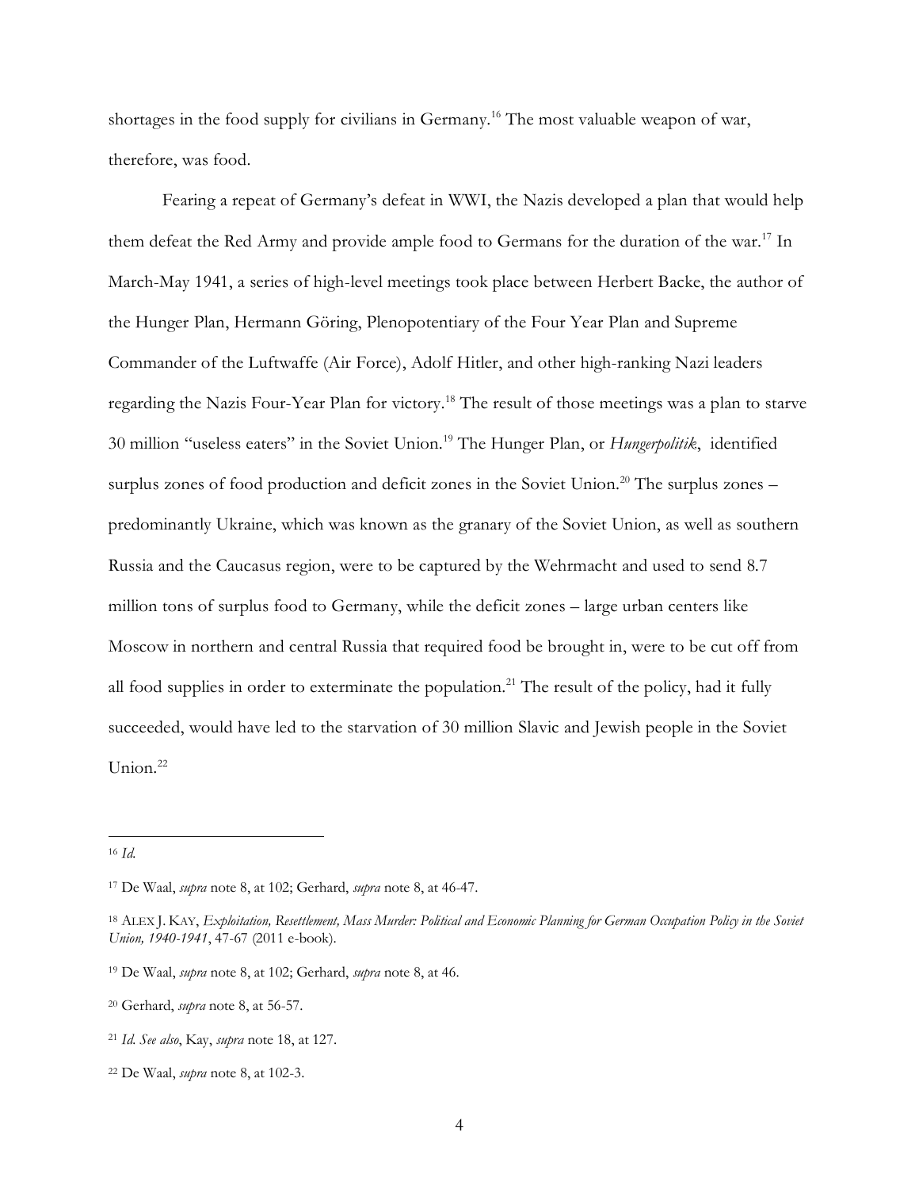shortages in the food supply for civilians in Germany.[16] The most valuable weapon of war, therefore, was food.

Fearing a repeat of Germany's defeat in WWI, the Nazis developed a plan that would help them defeat the Red Army and provide ample food to Germans for the duration of the war.[17] In March-May 1941, a series of high-level meetings took place between Herbert Backe, the author of the Hunger Plan, Hermann Göring, Plenopotentiary of the Four Year Plan and Supreme Commander of the Luftwaffe (Air Force), Adolf Hitler, and other high-ranking Nazi leaders regarding the Nazis Four-Year Plan for victory.[18] The result of those meetings was a plan to starve 30 million "useless eaters" in the Soviet Union.[19] The Hunger Plan, or *Hungerpolitik*, identified surplus zones of food production and deficit zones in the Soviet Union.[20] The surplus zones – predominantly Ukraine, which was known as the granary of the Soviet Union, as well as southern Russia and the Caucasus region, were to be captured by the Wehrmacht and used to send 8.7 million tons of surplus food to Germany, while the deficit zones – large urban centers like Moscow in northern and central Russia that required food be brought in, were to be cut off from all food supplies in order to exterminate the population.[21] The result of the policy, had it fully succeeded, would have led to the starvation of 30 million Slavic and Jewish people in the Soviet Union.[22]

---

[16] *Id.*

[17] De Waal, *supra* note 8, at 102; Gerhard, *supra* note 8, at 46-47.

[18] ALEX J. KAY, *Exploitation, Resettlement, Mass Murder: Political and Economic Planning for German Occupation Policy in the Soviet Union, 1940-1941*, 47-67 (2011 e-book).

[19] De Waal, *supra* note 8, at 102; Gerhard, *supra* note 8, at 46.

[20] Gerhard, *supra* note 8, at 56-57.

[21] *Id. See also*, Kay, *supra* note 18, at 127.

[22] De Waal, *supra* note 8, at 102-3.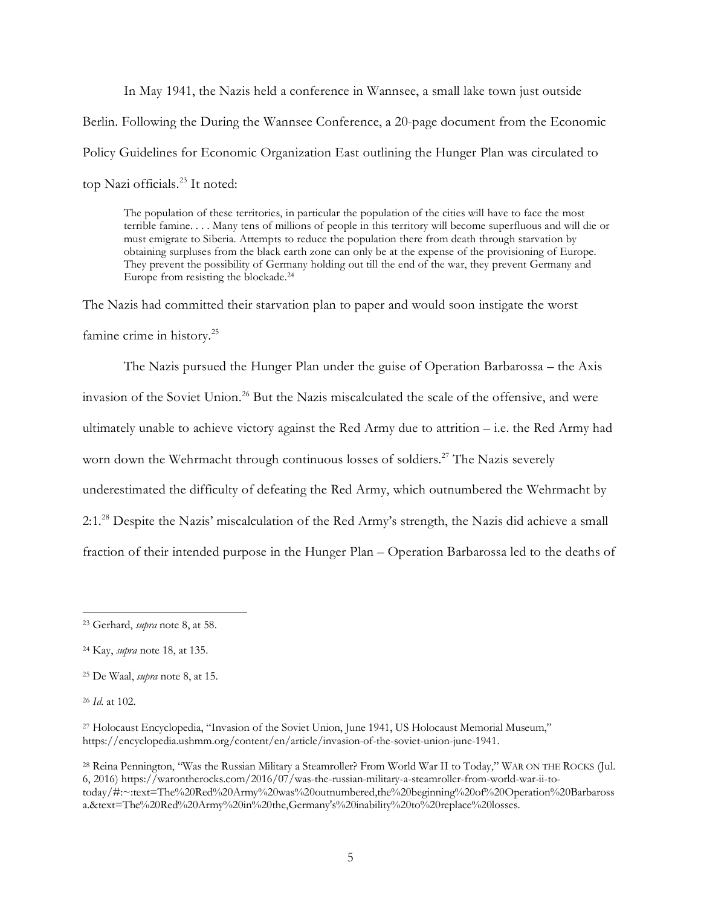In May 1941, the Nazis held a conference in Wannsee, a small lake town just outside Berlin. Following the During the Wannsee Conference, a 20-page document from the Economic Policy Guidelines for Economic Organization East outlining the Hunger Plan was circulated to top Nazi officials.[23] It noted:

> The population of these territories, in particular the population of the cities will have to face the most terrible famine. . . . Many tens of millions of people in this territory will become superfluous and will die or must emigrate to Siberia. Attempts to reduce the population there from death through starvation by obtaining surpluses from the black earth zone can only be at the expense of the provisioning of Europe. They prevent the possibility of Germany holding out till the end of the war, they prevent Germany and Europe from resisting the blockade.[24]

The Nazis had committed their starvation plan to paper and would soon instigate the worst famine crime in history.[25]

The Nazis pursued the Hunger Plan under the guise of Operation Barbarossa – the Axis invasion of the Soviet Union.[26] But the Nazis miscalculated the scale of the offensive, and were ultimately unable to achieve victory against the Red Army due to attrition – i.e. the Red Army had worn down the Wehrmacht through continuous losses of soldiers.[27] The Nazis severely underestimated the difficulty of defeating the Red Army, which outnumbered the Wehrmacht by 2:1.[28] Despite the Nazis' miscalculation of the Red Army's strength, the Nazis did achieve a small fraction of their intended purpose in the Hunger Plan – Operation Barbarossa led to the deaths of

---

[23] Gerhard, *supra* note 8, at 58.

[24] Kay, *supra* note 18, at 135.

[25] De Waal, *supra* note 8, at 15.

[26] *Id.* at 102.

[27] Holocaust Encyclopedia, "Invasion of the Soviet Union, June 1941, US Holocaust Memorial Museum," https://encyclopedia.ushmm.org/content/en/article/invasion-of-the-soviet-union-june-1941.

[28] Reina Pennington, "Was the Russian Military a Steamroller? From World War II to Today," WAR ON THE ROCKS (Jul. 6, 2016) https://warontherocks.com/2016/07/was-the-russian-military-a-steamroller-from-world-war-ii-to-today/#:~:text=The%20Red%20Army%20was%20outnumbered,the%20beginning%20of%20Operation%20Barbarossa.&text=The%20Red%20Army%20in%20the,Germany's%20inability%20to%20replace%20losses.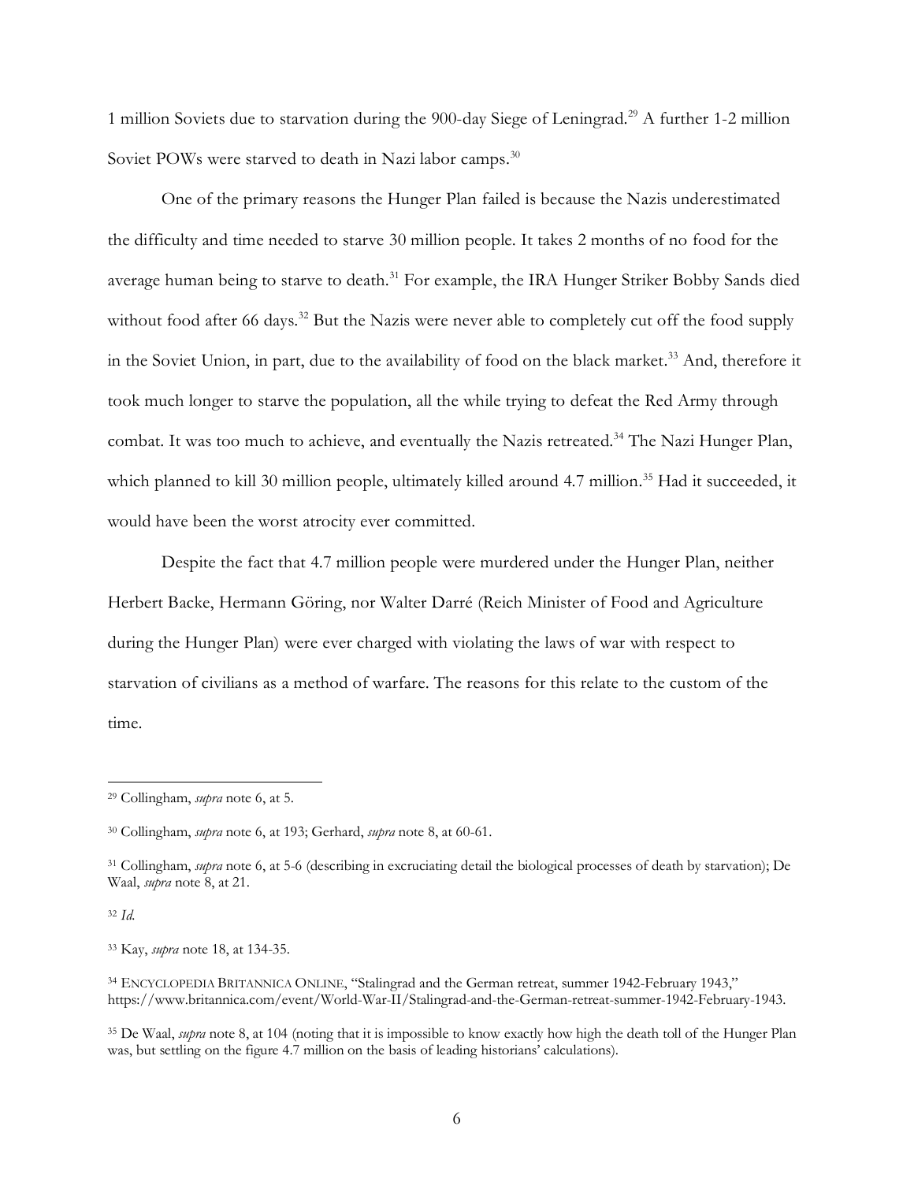1 million Soviets due to starvation during the 900-day Siege of Leningrad.[29] A further 1-2 million Soviet POWs were starved to death in Nazi labor camps.[30]

One of the primary reasons the Hunger Plan failed is because the Nazis underestimated the difficulty and time needed to starve 30 million people. It takes 2 months of no food for the average human being to starve to death.[31] For example, the IRA Hunger Striker Bobby Sands died without food after 66 days.[32] But the Nazis were never able to completely cut off the food supply in the Soviet Union, in part, due to the availability of food on the black market.[33] And, therefore it took much longer to starve the population, all the while trying to defeat the Red Army through combat. It was too much to achieve, and eventually the Nazis retreated.[34] The Nazi Hunger Plan, which planned to kill 30 million people, ultimately killed around 4.7 million.[35] Had it succeeded, it would have been the worst atrocity ever committed.

Despite the fact that 4.7 million people were murdered under the Hunger Plan, neither Herbert Backe, Hermann Göring, nor Walter Darré (Reich Minister of Food and Agriculture during the Hunger Plan) were ever charged with violating the laws of war with respect to starvation of civilians as a method of warfare. The reasons for this relate to the custom of the time.

---

[29] Collingham, *supra* note 6, at 5.

[30] Collingham, *supra* note 6, at 193; Gerhard, *supra* note 8, at 60-61.

[31] Collingham, *supra* note 6, at 5-6 (describing in excruciating detail the biological processes of death by starvation); De Waal, *supra* note 8, at 21.

[32] *Id.*

[33] Kay, *supra* note 18, at 134-35.

[34] ENCYCLOPEDIA BRITANNICA ONLINE, "Stalingrad and the German retreat, summer 1942-February 1943," https://www.britannica.com/event/World-War-II/Stalingrad-and-the-German-retreat-summer-1942-February-1943.

[35] De Waal, *supra* note 8, at 104 (noting that it is impossible to know exactly how high the death toll of the Hunger Plan was, but settling on the figure 4.7 million on the basis of leading historians' calculations).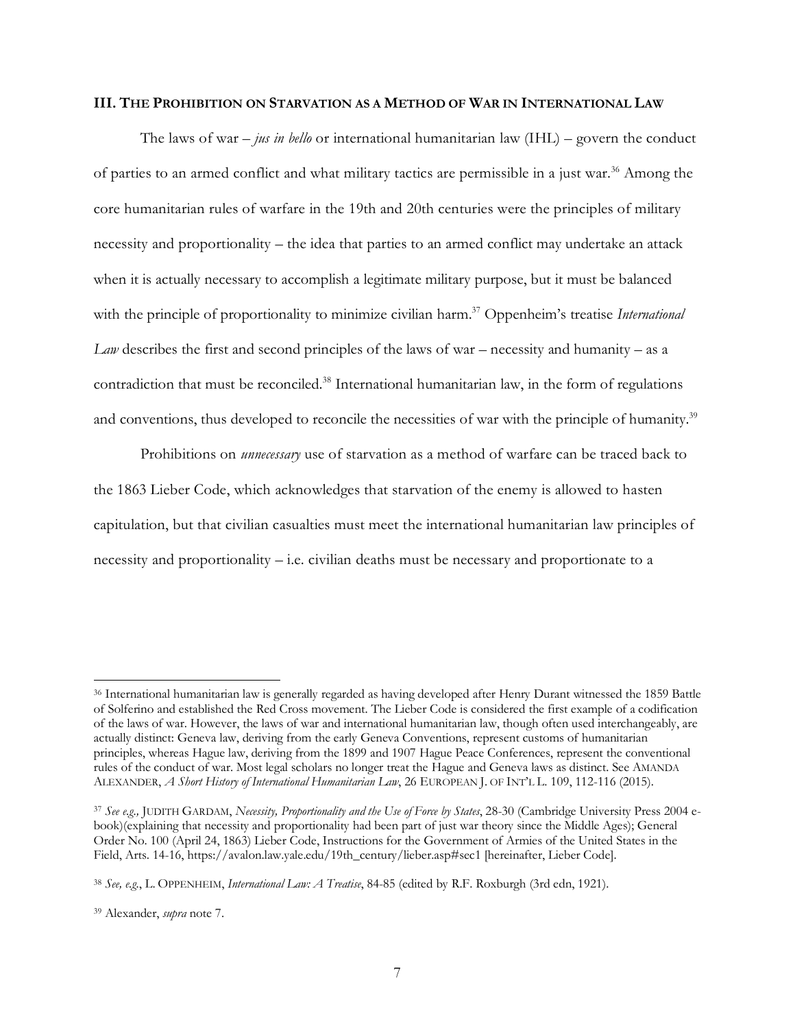### III. The Prohibition on Starvation as a Method of War in International Law

The laws of war – *jus in bello* or international humanitarian law (IHL) – govern the conduct of parties to an armed conflict and what military tactics are permissible in a just war.[36] Among the core humanitarian rules of warfare in the 19th and 20th centuries were the principles of military necessity and proportionality – the idea that parties to an armed conflict may undertake an attack when it is actually necessary to accomplish a legitimate military purpose, but it must be balanced with the principle of proportionality to minimize civilian harm.[37] Oppenheim's treatise *International Law* describes the first and second principles of the laws of war – necessity and humanity – as a contradiction that must be reconciled.[38] International humanitarian law, in the form of regulations and conventions, thus developed to reconcile the necessities of war with the principle of humanity.[39]

Prohibitions on *unnecessary* use of starvation as a method of warfare can be traced back to the 1863 Lieber Code, which acknowledges that starvation of the enemy is allowed to hasten capitulation, but that civilian casualties must meet the international humanitarian law principles of necessity and proportionality – i.e. civilian deaths must be necessary and proportionate to a

---

[36] International humanitarian law is generally regarded as having developed after Henry Durant witnessed the 1859 Battle of Solferino and established the Red Cross movement. The Lieber Code is considered the first example of a codification of the laws of war. However, the laws of war and international humanitarian law, though often used interchangeably, are actually distinct: Geneva law, deriving from the early Geneva Conventions, represent customs of humanitarian principles, whereas Hague law, deriving from the 1899 and 1907 Hague Peace Conferences, represent the conventional rules of the conduct of war. Most legal scholars no longer treat the Hague and Geneva laws as distinct. See AMANDA ALEXANDER, *A Short History of International Humanitarian Law*, 26 EUROPEAN J. OF INT'L L. 109, 112-116 (2015).

[37] *See e.g.,* JUDITH GARDAM, *Necessity, Proportionality and the Use of Force by States*, 28-30 (Cambridge University Press 2004 e-book)(explaining that necessity and proportionality had been part of just war theory since the Middle Ages); General Order No. 100 (April 24, 1863) Lieber Code, Instructions for the Government of Armies of the United States in the Field, Arts. 14-16, https://avalon.law.yale.edu/19th_century/lieber.asp#sec1 [hereinafter, Lieber Code].

[38] *See, e.g.*, L. OPPENHEIM, *International Law: A Treatise*, 84-85 (edited by R.F. Roxburgh (3rd edn, 1921).

[39] Alexander, *supra* note 7.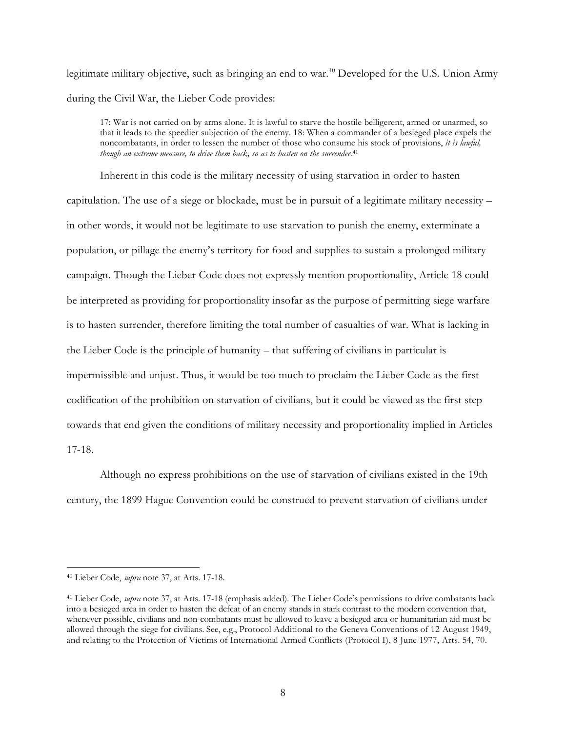legitimate military objective, such as bringing an end to war.[40] Developed for the U.S. Union Army during the Civil War, the Lieber Code provides:

> 17: War is not carried on by arms alone. It is lawful to starve the hostile belligerent, armed or unarmed, so that it leads to the speedier subjection of the enemy. 18: When a commander of a besieged place expels the noncombatants, in order to lessen the number of those who consume his stock of provisions, *it is lawful, though an extreme measure, to drive them back, so as to hasten on the surrender.*[41]

Inherent in this code is the military necessity of using starvation in order to hasten capitulation. The use of a siege or blockade, must be in pursuit of a legitimate military necessity – in other words, it would not be legitimate to use starvation to punish the enemy, exterminate a population, or pillage the enemy's territory for food and supplies to sustain a prolonged military campaign. Though the Lieber Code does not expressly mention proportionality, Article 18 could be interpreted as providing for proportionality insofar as the purpose of permitting siege warfare is to hasten surrender, therefore limiting the total number of casualties of war. What is lacking in the Lieber Code is the principle of humanity – that suffering of civilians in particular is impermissible and unjust. Thus, it would be too much to proclaim the Lieber Code as the first codification of the prohibition on starvation of civilians, but it could be viewed as the first step towards that end given the conditions of military necessity and proportionality implied in Articles 17-18.

Although no express prohibitions on the use of starvation of civilians existed in the 19th century, the 1899 Hague Convention could be construed to prevent starvation of civilians under

---

[40] Lieber Code, *supra* note 37, at Arts. 17-18.

[41] Lieber Code, *supra* note 37, at Arts. 17-18 (emphasis added). The Lieber Code's permissions to drive combatants back into a besieged area in order to hasten the defeat of an enemy stands in stark contrast to the modern convention that, whenever possible, civilians and non-combatants must be allowed to leave a besieged area or humanitarian aid must be allowed through the siege for civilians. See, e.g., Protocol Additional to the Geneva Conventions of 12 August 1949, and relating to the Protection of Victims of International Armed Conflicts (Protocol I), 8 June 1977, Arts. 54, 70.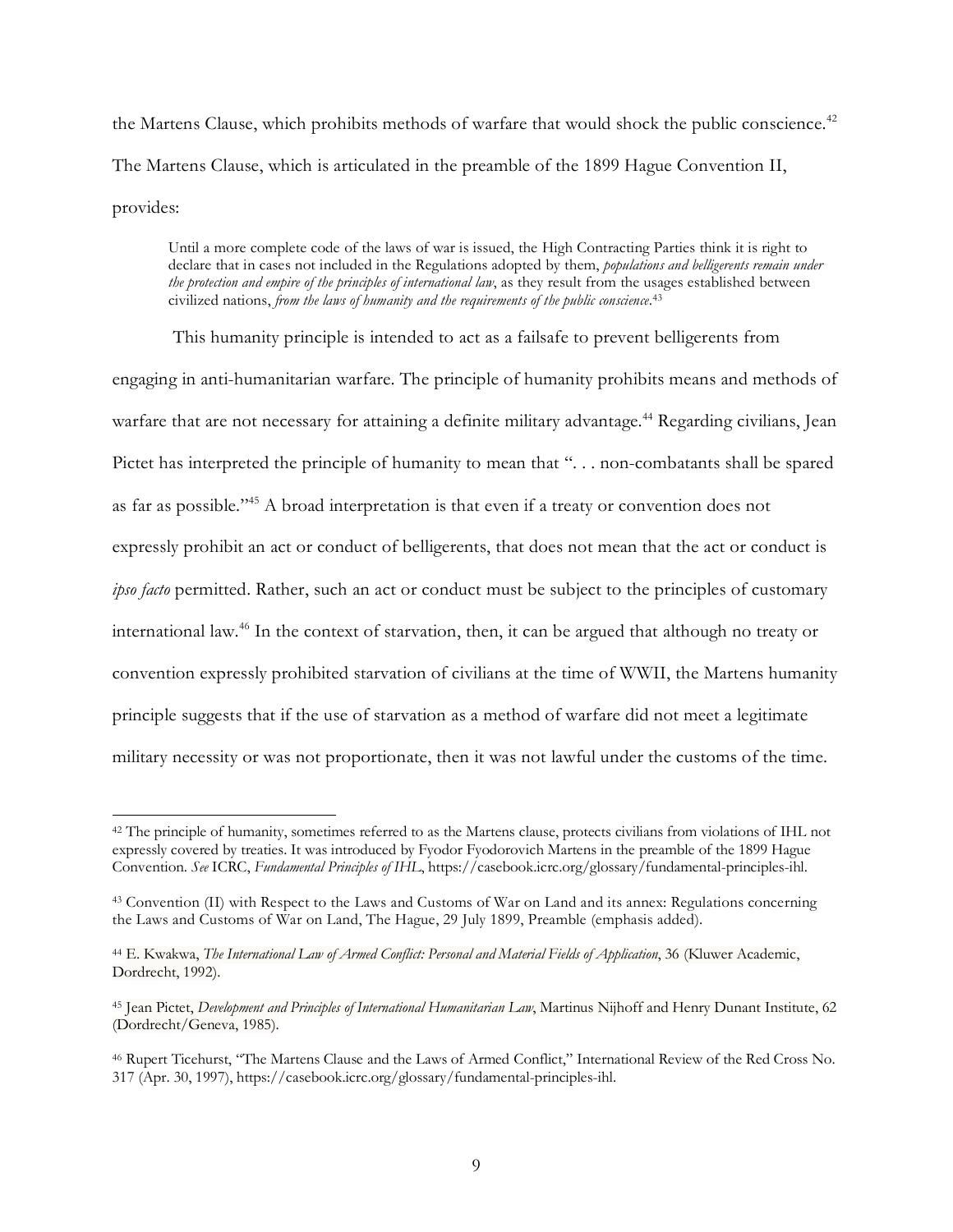the Martens Clause, which prohibits methods of warfare that would shock the public conscience.[42] The Martens Clause, which is articulated in the preamble of the 1899 Hague Convention II, provides:

> Until a more complete code of the laws of war is issued, the High Contracting Parties think it is right to declare that in cases not included in the Regulations adopted by them, *populations and belligerents remain under the protection and empire of the principles of international law*, as they result from the usages established between civilized nations, *from the laws of humanity and the requirements of the public conscience*.[43]

This humanity principle is intended to act as a failsafe to prevent belligerents from engaging in anti-humanitarian warfare. The principle of humanity prohibits means and methods of warfare that are not necessary for attaining a definite military advantage.[44] Regarding civilians, Jean Pictet has interpreted the principle of humanity to mean that ". . . non-combatants shall be spared as far as possible."[45] A broad interpretation is that even if a treaty or convention does not expressly prohibit an act or conduct of belligerents, that does not mean that the act or conduct is *ipso facto* permitted. Rather, such an act or conduct must be subject to the principles of customary international law.[46] In the context of starvation, then, it can be argued that although no treaty or convention expressly prohibited starvation of civilians at the time of WWII, the Martens humanity principle suggests that if the use of starvation as a method of warfare did not meet a legitimate military necessity or was not proportionate, then it was not lawful under the customs of the time.

---

[42] The principle of humanity, sometimes referred to as the Martens clause, protects civilians from violations of IHL not expressly covered by treaties. It was introduced by Fyodor Fyodorovich Martens in the preamble of the 1899 Hague Convention. *See* ICRC, *Fundamental Principles of IHL*, https://casebook.icrc.org/glossary/fundamental-principles-ihl.

[43] Convention (II) with Respect to the Laws and Customs of War on Land and its annex: Regulations concerning the Laws and Customs of War on Land, The Hague, 29 July 1899, Preamble (emphasis added).

[44] E. Kwakwa, *The International Law of Armed Conflict: Personal and Material Fields of Application*, 36 (Kluwer Academic, Dordrecht, 1992).

[45] Jean Pictet, *Development and Principles of International Humanitarian Law*, Martinus Nijhoff and Henry Dunant Institute, 62 (Dordrecht/Geneva, 1985).

[46] Rupert Ticehurst, "The Martens Clause and the Laws of Armed Conflict," International Review of the Red Cross No. 317 (Apr. 30, 1997), https://casebook.icrc.org/glossary/fundamental-principles-ihl.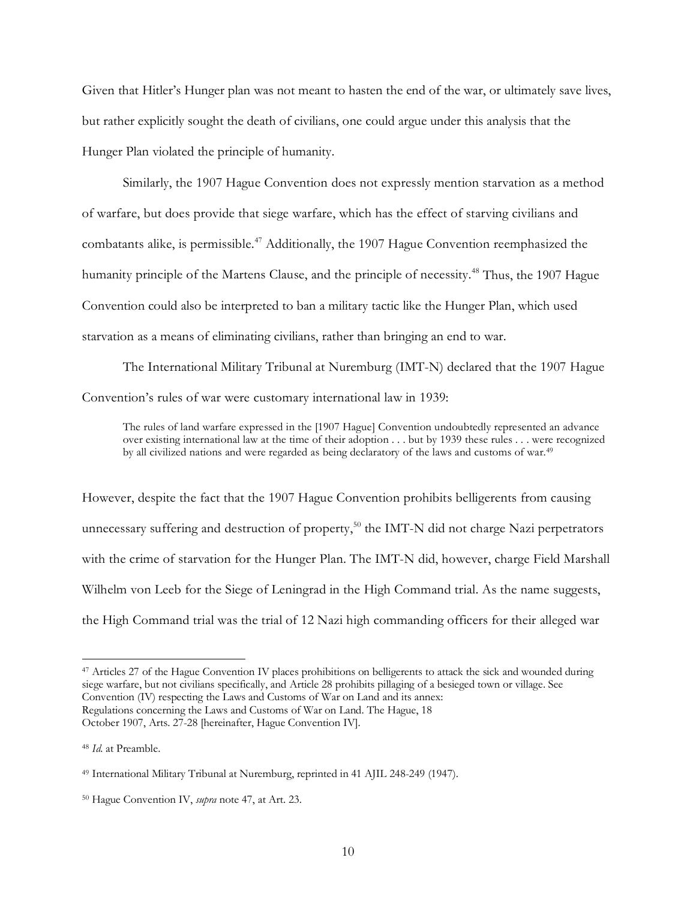Given that Hitler's Hunger plan was not meant to hasten the end of the war, or ultimately save lives, but rather explicitly sought the death of civilians, one could argue under this analysis that the Hunger Plan violated the principle of humanity.

Similarly, the 1907 Hague Convention does not expressly mention starvation as a method of warfare, but does provide that siege warfare, which has the effect of starving civilians and combatants alike, is permissible.[47] Additionally, the 1907 Hague Convention reemphasized the humanity principle of the Martens Clause, and the principle of necessity.[48] Thus, the 1907 Hague Convention could also be interpreted to ban a military tactic like the Hunger Plan, which used starvation as a means of eliminating civilians, rather than bringing an end to war.

The International Military Tribunal at Nuremburg (IMT-N) declared that the 1907 Hague Convention's rules of war were customary international law in 1939:

> The rules of land warfare expressed in the [1907 Hague] Convention undoubtedly represented an advance over existing international law at the time of their adoption . . . but by 1939 these rules . . . were recognized by all civilized nations and were regarded as being declaratory of the laws and customs of war.[49]

However, despite the fact that the 1907 Hague Convention prohibits belligerents from causing unnecessary suffering and destruction of property,[50] the IMT-N did not charge Nazi perpetrators with the crime of starvation for the Hunger Plan. The IMT-N did, however, charge Field Marshall Wilhelm von Leeb for the Siege of Leningrad in the High Command trial. As the name suggests, the High Command trial was the trial of 12 Nazi high commanding officers for their alleged war

---

[47] Articles 27 of the Hague Convention IV places prohibitions on belligerents to attack the sick and wounded during siege warfare, but not civilians specifically, and Article 28 prohibits pillaging of a besieged town or village. See Convention (IV) respecting the Laws and Customs of War on Land and its annex: Regulations concerning the Laws and Customs of War on Land. The Hague, 18 October 1907, Arts. 27-28 [hereinafter, Hague Convention IV].

[48] *Id.* at Preamble.

[49] International Military Tribunal at Nuremburg, reprinted in 41 AJIL 248-249 (1947).

[50] Hague Convention IV, *supra* note 47, at Art. 23.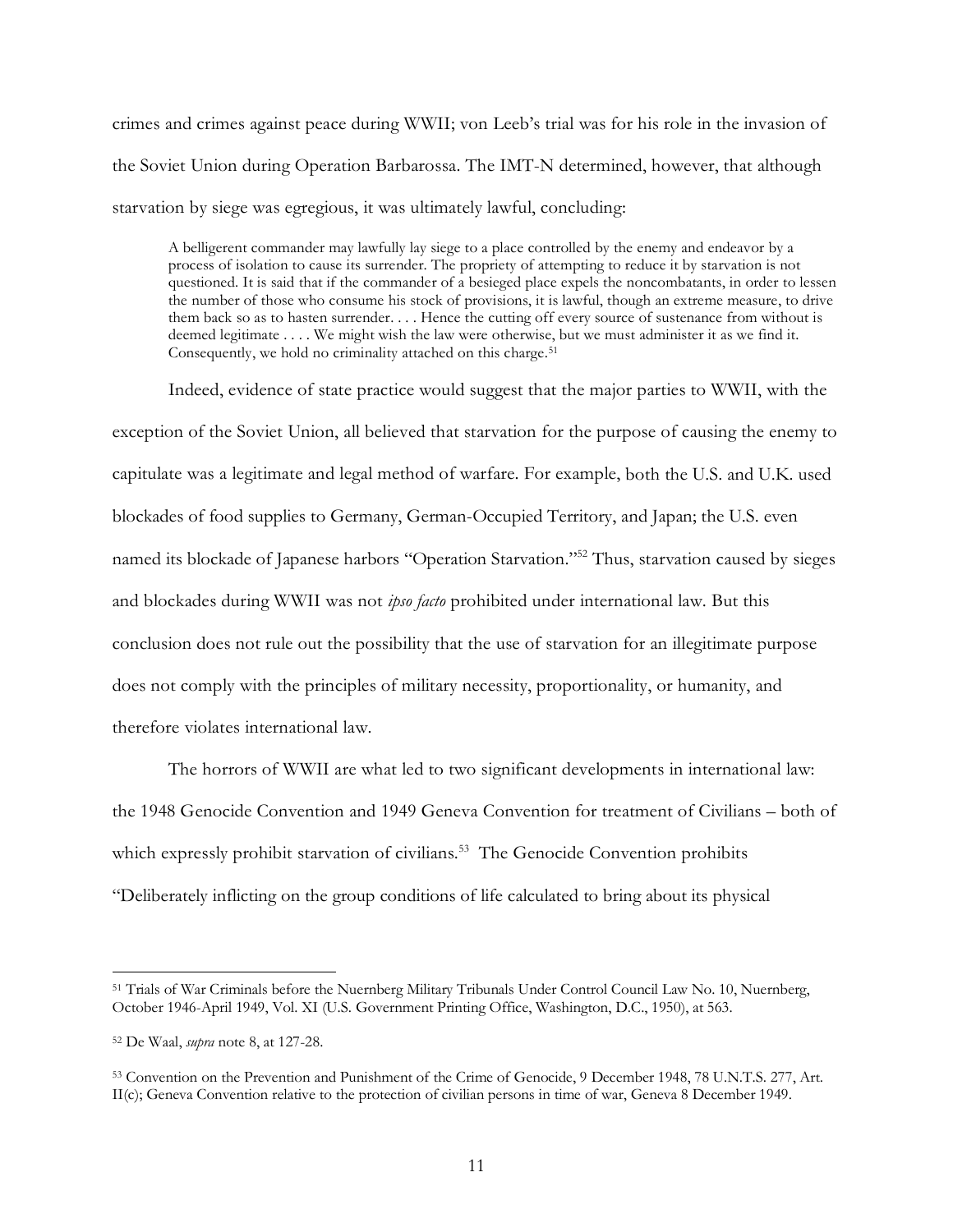crimes and crimes against peace during WWII; von Leeb's trial was for his role in the invasion of the Soviet Union during Operation Barbarossa. The IMT-N determined, however, that although starvation by siege was egregious, it was ultimately lawful, concluding:

> A belligerent commander may lawfully lay siege to a place controlled by the enemy and endeavor by a process of isolation to cause its surrender. The propriety of attempting to reduce it by starvation is not questioned. It is said that if the commander of a besieged place expels the noncombatants, in order to lessen the number of those who consume his stock of provisions, it is lawful, though an extreme measure, to drive them back so as to hasten surrender. . . . Hence the cutting off every source of sustenance from without is deemed legitimate . . . . We might wish the law were otherwise, but we must administer it as we find it. Consequently, we hold no criminality attached on this charge.[51]

Indeed, evidence of state practice would suggest that the major parties to WWII, with the exception of the Soviet Union, all believed that starvation for the purpose of causing the enemy to capitulate was a legitimate and legal method of warfare. For example, both the U.S. and U.K. used blockades of food supplies to Germany, German-Occupied Territory, and Japan; the U.S. even named its blockade of Japanese harbors "Operation Starvation."[52] Thus, starvation caused by sieges and blockades during WWII was not *ipso facto* prohibited under international law. But this conclusion does not rule out the possibility that the use of starvation for an illegitimate purpose does not comply with the principles of military necessity, proportionality, or humanity, and therefore violates international law.

The horrors of WWII are what led to two significant developments in international law: the 1948 Genocide Convention and 1949 Geneva Convention for treatment of Civilians – both of which expressly prohibit starvation of civilians.[53] The Genocide Convention prohibits "Deliberately inflicting on the group conditions of life calculated to bring about its physical

---

[51] Trials of War Criminals before the Nuernberg Military Tribunals Under Control Council Law No. 10, Nuernberg, October 1946-April 1949, Vol. XI (U.S. Government Printing Office, Washington, D.C., 1950), at 563.

[52] De Waal, *supra* note 8, at 127-28.

[53] Convention on the Prevention and Punishment of the Crime of Genocide, 9 December 1948, 78 U.N.T.S. 277, Art. II(c); Geneva Convention relative to the protection of civilian persons in time of war, Geneva 8 December 1949.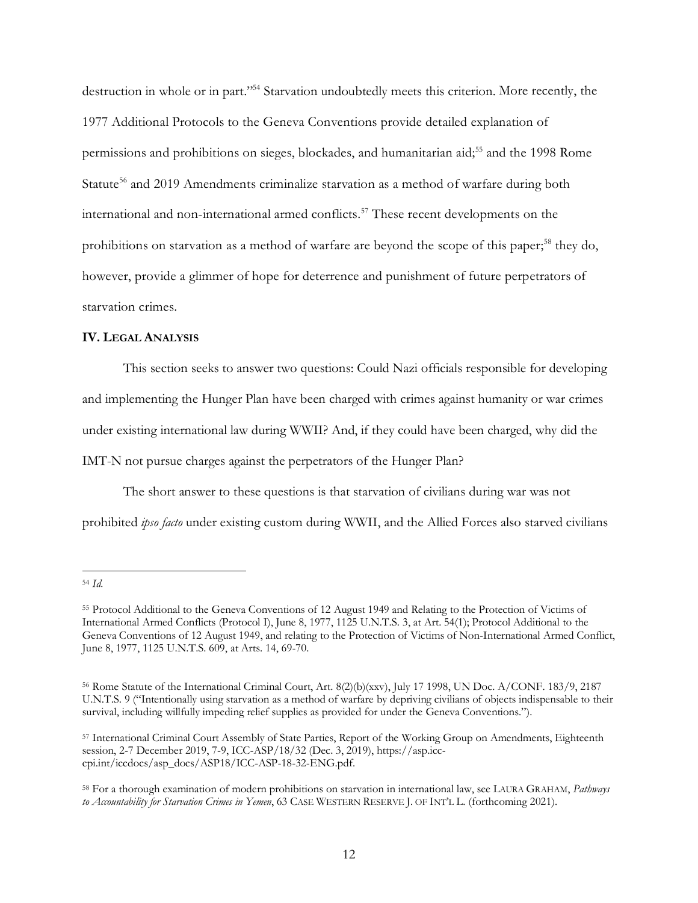destruction in whole or in part."[54] Starvation undoubtedly meets this criterion. More recently, the 1977 Additional Protocols to the Geneva Conventions provide detailed explanation of permissions and prohibitions on sieges, blockades, and humanitarian aid;[55] and the 1998 Rome Statute[56] and 2019 Amendments criminalize starvation as a method of warfare during both international and non-international armed conflicts.[57] These recent developments on the prohibitions on starvation as a method of warfare are beyond the scope of this paper;[58] they do, however, provide a glimmer of hope for deterrence and punishment of future perpetrators of starvation crimes.

## IV. LEGAL ANALYSIS

This section seeks to answer two questions: Could Nazi officials responsible for developing and implementing the Hunger Plan have been charged with crimes against humanity or war crimes under existing international law during WWII? And, if they could have been charged, why did the IMT-N not pursue charges against the perpetrators of the Hunger Plan?

The short answer to these questions is that starvation of civilians during war was not prohibited *ipso facto* under existing custom during WWII, and the Allied Forces also starved civilians

---

[54] *Id.*

[55] Protocol Additional to the Geneva Conventions of 12 August 1949 and Relating to the Protection of Victims of International Armed Conflicts (Protocol I), June 8, 1977, 1125 U.N.T.S. 3, at Art. 54(1); Protocol Additional to the Geneva Conventions of 12 August 1949, and relating to the Protection of Victims of Non-International Armed Conflict, June 8, 1977, 1125 U.N.T.S. 609, at Arts. 14, 69-70.

[56] Rome Statute of the International Criminal Court, Art. 8(2)(b)(xxv), July 17 1998, UN Doc. A/CONF. 183/9, 2187 U.N.T.S. 9 ("Intentionally using starvation as a method of warfare by depriving civilians of objects indispensable to their survival, including willfully impeding relief supplies as provided for under the Geneva Conventions.").

[57] International Criminal Court Assembly of State Parties, Report of the Working Group on Amendments, Eighteenth session, 2-7 December 2019, 7-9, ICC-ASP/18/32 (Dec. 3, 2019), https://asp.icc-cpi.int/iccdocs/asp_docs/ASP18/ICC-ASP-18-32-ENG.pdf.

[58] For a thorough examination of modern prohibitions on starvation in international law, see LAURA GRAHAM, *Pathways to Accountability for Starvation Crimes in Yemen*, 63 CASE WESTERN RESERVE J. OF INT'L L. (forthcoming 2021).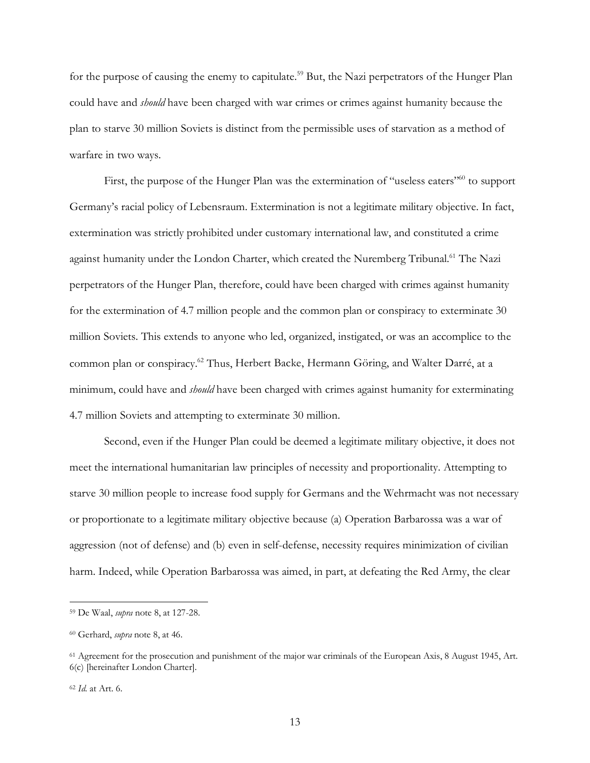for the purpose of causing the enemy to capitulate.[59] But, the Nazi perpetrators of the Hunger Plan could have and *should* have been charged with war crimes or crimes against humanity because the plan to starve 30 million Soviets is distinct from the permissible uses of starvation as a method of warfare in two ways.

First, the purpose of the Hunger Plan was the extermination of "useless eaters"[60] to support Germany's racial policy of Lebensraum. Extermination is not a legitimate military objective. In fact, extermination was strictly prohibited under customary international law, and constituted a crime against humanity under the London Charter, which created the Nuremberg Tribunal.[61] The Nazi perpetrators of the Hunger Plan, therefore, could have been charged with crimes against humanity for the extermination of 4.7 million people and the common plan or conspiracy to exterminate 30 million Soviets. This extends to anyone who led, organized, instigated, or was an accomplice to the common plan or conspiracy.[62] Thus, Herbert Backe, Hermann Göring, and Walter Darré, at a minimum, could have and *should* have been charged with crimes against humanity for exterminating 4.7 million Soviets and attempting to exterminate 30 million.

Second, even if the Hunger Plan could be deemed a legitimate military objective, it does not meet the international humanitarian law principles of necessity and proportionality. Attempting to starve 30 million people to increase food supply for Germans and the Wehrmacht was not necessary or proportionate to a legitimate military objective because (a) Operation Barbarossa was a war of aggression (not of defense) and (b) even in self-defense, necessity requires minimization of civilian harm. Indeed, while Operation Barbarossa was aimed, in part, at defeating the Red Army, the clear

---

[59] De Waal, *supra* note 8, at 127-28.

[60] Gerhard, *supra* note 8, at 46.

[61] Agreement for the prosecution and punishment of the major war criminals of the European Axis, 8 August 1945, Art. 6(c) [hereinafter London Charter].

[62] *Id.* at Art. 6.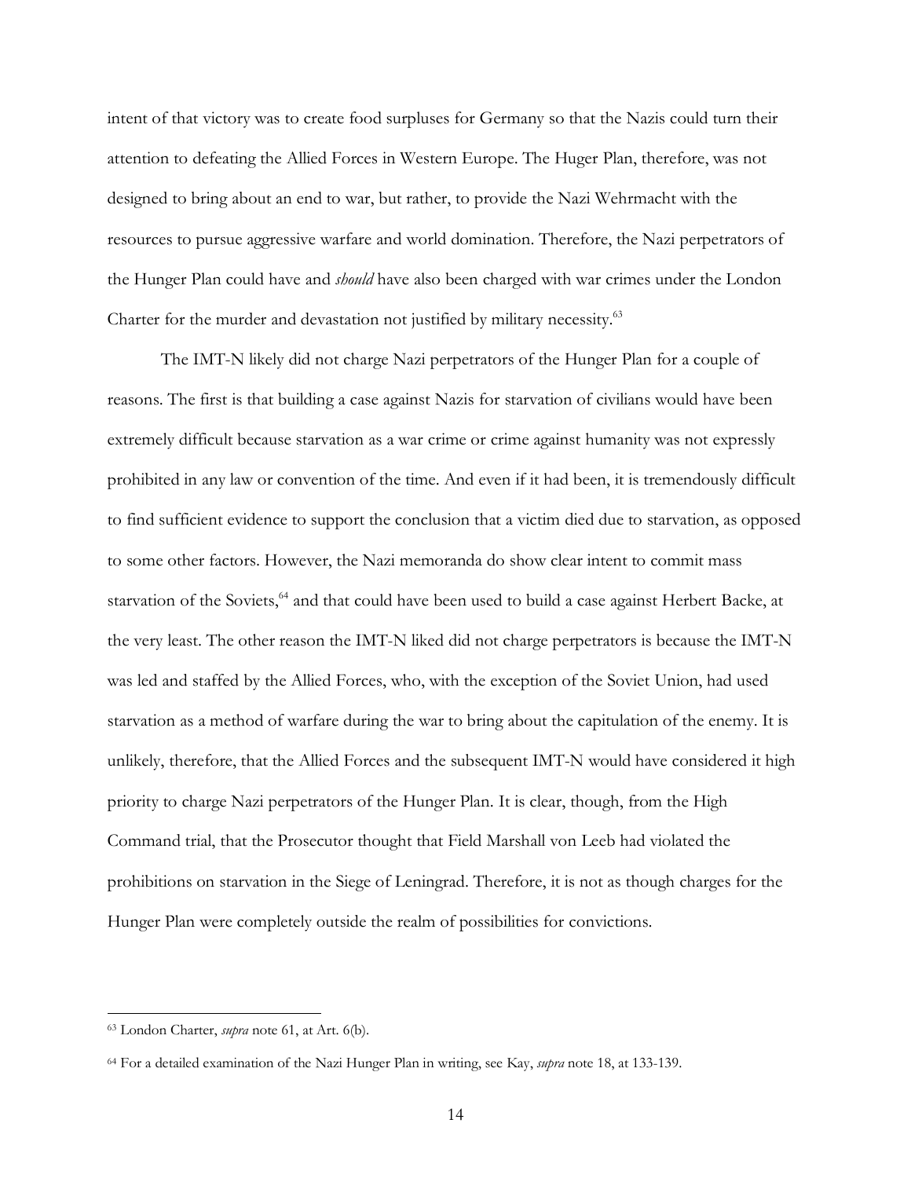intent of that victory was to create food surpluses for Germany so that the Nazis could turn their attention to defeating the Allied Forces in Western Europe. The Huger Plan, therefore, was not designed to bring about an end to war, but rather, to provide the Nazi Wehrmacht with the resources to pursue aggressive warfare and world domination. Therefore, the Nazi perpetrators of the Hunger Plan could have and *should* have also been charged with war crimes under the London Charter for the murder and devastation not justified by military necessity.[63]

The IMT-N likely did not charge Nazi perpetrators of the Hunger Plan for a couple of reasons. The first is that building a case against Nazis for starvation of civilians would have been extremely difficult because starvation as a war crime or crime against humanity was not expressly prohibited in any law or convention of the time. And even if it had been, it is tremendously difficult to find sufficient evidence to support the conclusion that a victim died due to starvation, as opposed to some other factors. However, the Nazi memoranda do show clear intent to commit mass starvation of the Soviets,[64] and that could have been used to build a case against Herbert Backe, at the very least. The other reason the IMT-N liked did not charge perpetrators is because the IMT-N was led and staffed by the Allied Forces, who, with the exception of the Soviet Union, had used starvation as a method of warfare during the war to bring about the capitulation of the enemy. It is unlikely, therefore, that the Allied Forces and the subsequent IMT-N would have considered it high priority to charge Nazi perpetrators of the Hunger Plan. It is clear, though, from the High Command trial, that the Prosecutor thought that Field Marshall von Leeb had violated the prohibitions on starvation in the Siege of Leningrad. Therefore, it is not as though charges for the Hunger Plan were completely outside the realm of possibilities for convictions.

---

[63] London Charter, *supra* note 61, at Art. 6(b).

[64] For a detailed examination of the Nazi Hunger Plan in writing, see Kay, *supra* note 18, at 133-139.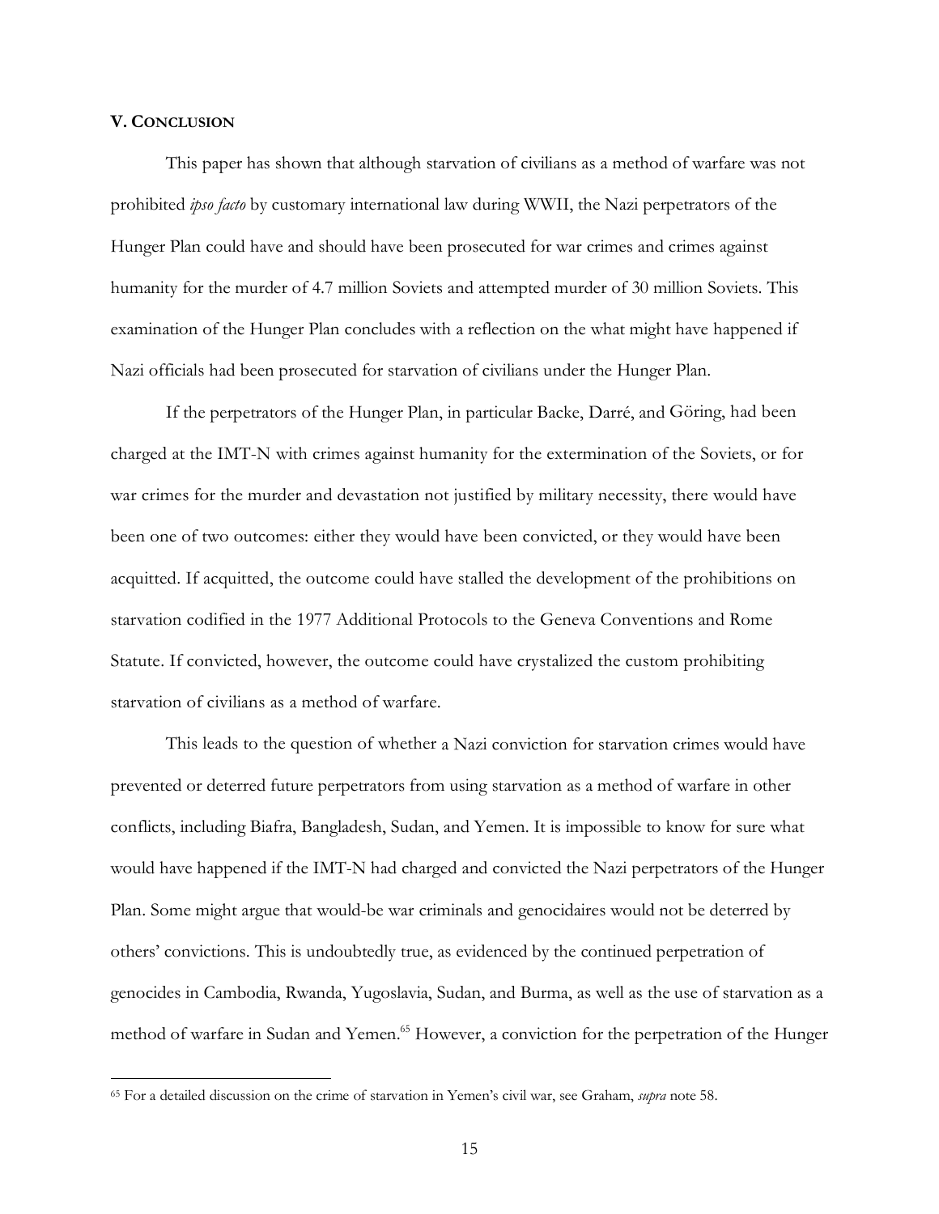## V. Conclusion

This paper has shown that although starvation of civilians as a method of warfare was not prohibited *ipso facto* by customary international law during WWII, the Nazi perpetrators of the Hunger Plan could have and should have been prosecuted for war crimes and crimes against humanity for the murder of 4.7 million Soviets and attempted murder of 30 million Soviets. This examination of the Hunger Plan concludes with a reflection on the what might have happened if Nazi officials had been prosecuted for starvation of civilians under the Hunger Plan.

If the perpetrators of the Hunger Plan, in particular Backe, Darré, and Göring, had been charged at the IMT-N with crimes against humanity for the extermination of the Soviets, or for war crimes for the murder and devastation not justified by military necessity, there would have been one of two outcomes: either they would have been convicted, or they would have been acquitted. If acquitted, the outcome could have stalled the development of the prohibitions on starvation codified in the 1977 Additional Protocols to the Geneva Conventions and Rome Statute. If convicted, however, the outcome could have crystalized the custom prohibiting starvation of civilians as a method of warfare.

This leads to the question of whether a Nazi conviction for starvation crimes would have prevented or deterred future perpetrators from using starvation as a method of warfare in other conflicts, including Biafra, Bangladesh, Sudan, and Yemen. It is impossible to know for sure what would have happened if the IMT-N had charged and convicted the Nazi perpetrators of the Hunger Plan. Some might argue that would-be war criminals and genocidaires would not be deterred by others' convictions. This is undoubtedly true, as evidenced by the continued perpetration of genocides in Cambodia, Rwanda, Yugoslavia, Sudan, and Burma, as well as the use of starvation as a method of warfare in Sudan and Yemen.[65] However, a conviction for the perpetration of the Hunger

[65] For a detailed discussion on the crime of starvation in Yemen's civil war, see Graham, *supra* note 58.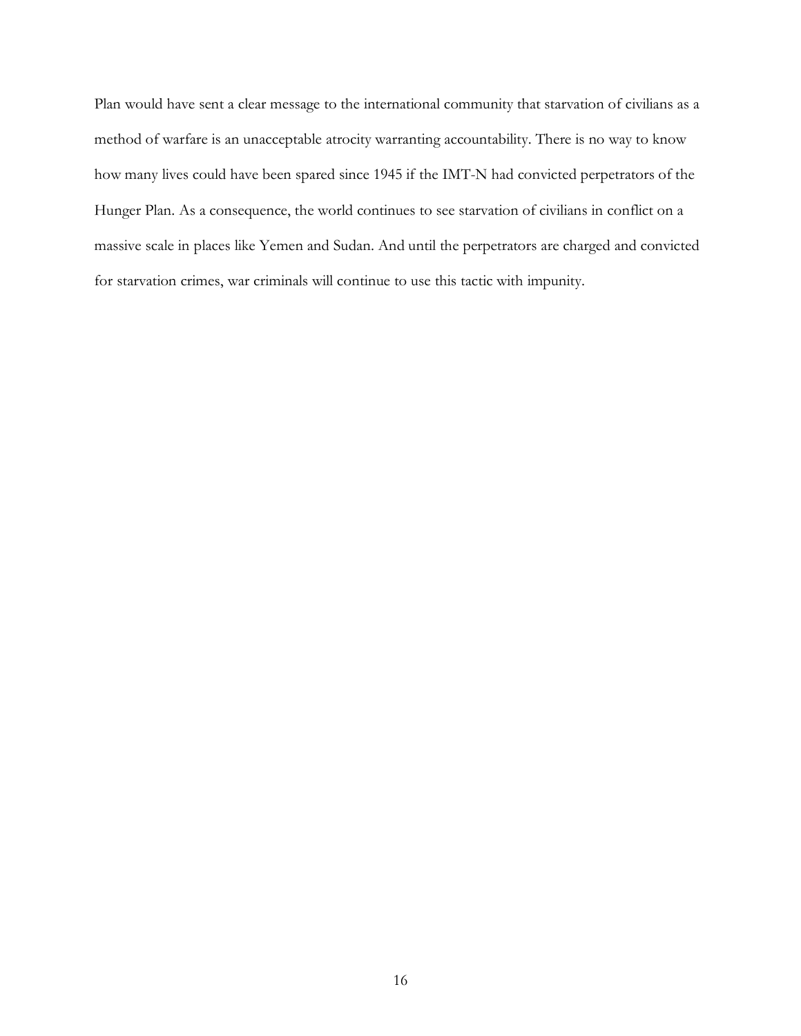Plan would have sent a clear message to the international community that starvation of civilians as a method of warfare is an unacceptable atrocity warranting accountability. There is no way to know how many lives could have been spared since 1945 if the IMT-N had convicted perpetrators of the Hunger Plan. As a consequence, the world continues to see starvation of civilians in conflict on a massive scale in places like Yemen and Sudan. And until the perpetrators are charged and convicted for starvation crimes, war criminals will continue to use this tactic with impunity.